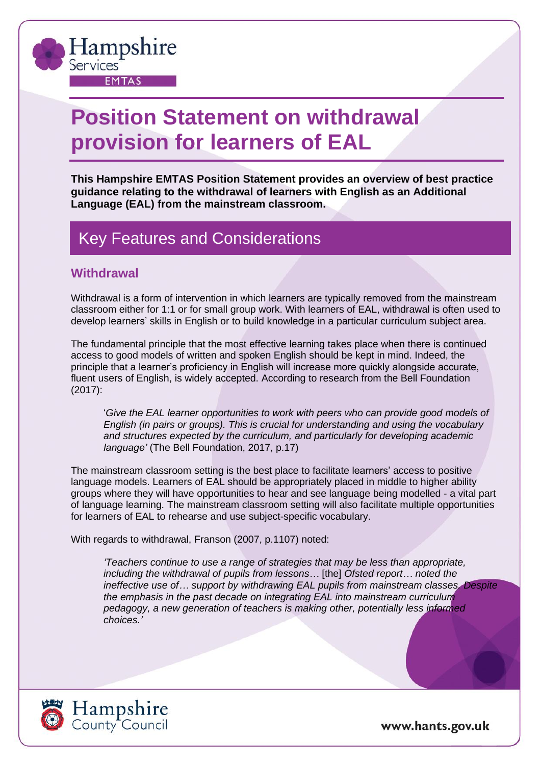Hampshire Services EMTAS

# Position Statement on withdrawal provision for learners of EAL

**This Hampshire EMTAS Position Statement provides an overview of best practice guidance relating to the withdrawal of learners with English as an Additional Language (EAL) from the mainstream classroom.**

## Key Features and Considerations

### Withdrawal

Withdrawal is a form of intervention in which learners are typically removed from the mainstream classroom either for 1:1 or for small group work. With learners of EAL, withdrawal is often used to develop learners' skills in English or to build knowledge in a particular curriculum subject area.

The fundamental principle that the most effective learning takes place when there is continued access to good models of written and spoken English should be kept in mind. Indeed, the principle that a learner's proficiency in English will increase more quickly alongside accurate, fluent users of English, is widely accepted. According to research from the Bell Foundation (2017):

> '*Give the EAL learner opportunities to work with peers who can provide good models of English (in pairs or groups). This is crucial for understanding and using the vocabulary and structures expected by the curriculum, and particularly for developing academic language'* (The Bell Foundation, 2017, p.17)

The mainstream classroom setting is the best place to facilitate learners' access to positive language models. Learners of EAL should be appropriately placed in middle to higher ability groups where they will have opportunities to hear and see language being modelled - a vital part of language learning. The mainstream classroom setting will also facilitate multiple opportunities for learners of EAL to rehearse and use subject-specific vocabulary.

With regards to withdrawal, Franson (2007, p.1107) noted:

> *'Teachers continue to use a range of strategies that may be less than appropriate, including the withdrawal of pupils from lessons…* [the] *Ofsted report… noted the ineffective use of… support by withdrawing EAL pupils from mainstream classes. Despite the emphasis in the past decade on integrating EAL into mainstream curriculum pedagogy, a new generation of teachers is making other, potentially less informed choices.'*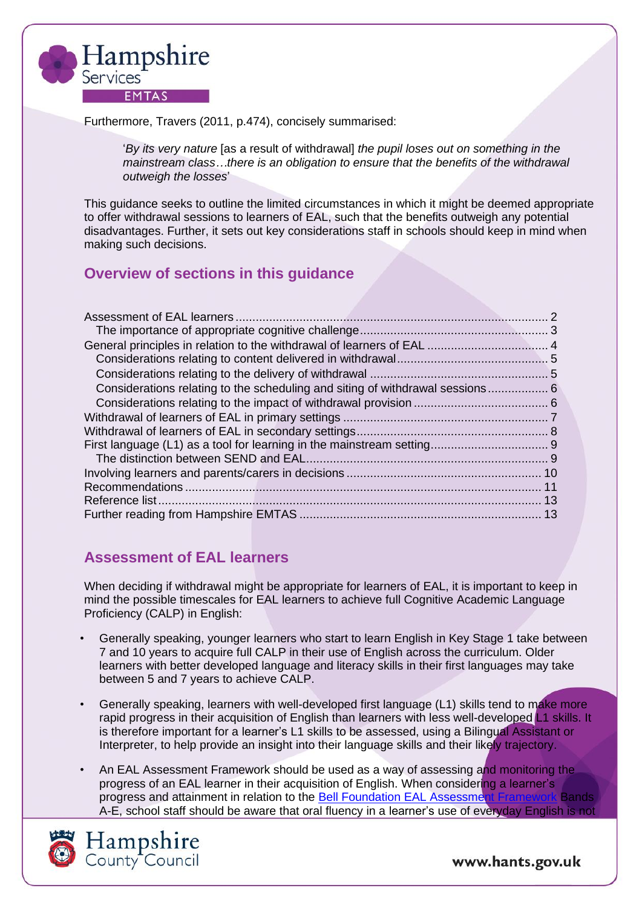Furthermore, Travers (2011, p.474), concisely summarised:

> '*By its very nature* [as a result of withdrawal] *the pupil loses out on something in the mainstream class…there is an obligation to ensure that the benefits of the withdrawal outweigh the losses*'

This guidance seeks to outline the limited circumstances in which it might be deemed appropriate to offer withdrawal sessions to learners of EAL, such that the benefits outweigh any potential disadvantages. Further, it sets out key considerations staff in schools should keep in mind when making such decisions.

## Overview of sections in this guidance

- Assessment of EAL learners ........ 2
  - The importance of appropriate cognitive challenge ........ 3
- General principles in relation to the withdrawal of learners of EAL ........ 4
  - Considerations relating to content delivered in withdrawal ........ 5
  - Considerations relating to the delivery of withdrawal ........ 5
  - Considerations relating to the scheduling and siting of withdrawal sessions ........ 6
  - Considerations relating to the impact of withdrawal provision ........ 6
- Withdrawal of learners of EAL in primary settings ........ 7
- Withdrawal of learners of EAL in secondary settings ........ 8
- First language (L1) as a tool for learning in the mainstream setting ........ 9
  - The distinction between SEND and EAL ........ 9
- Involving learners and parents/carers in decisions ........ 10
- Recommendations ........ 11
- Reference list ........ 13
- Further reading from Hampshire EMTAS ........ 13

## Assessment of EAL learners

When deciding if withdrawal might be appropriate for learners of EAL, it is important to keep in mind the possible timescales for EAL learners to achieve full Cognitive Academic Language Proficiency (CALP) in English:

- Generally speaking, younger learners who start to learn English in Key Stage 1 take between 7 and 10 years to acquire full CALP in their use of English across the curriculum. Older learners with better developed language and literacy skills in their first languages may take between 5 and 7 years to achieve CALP.
- Generally speaking, learners with well-developed first language (L1) skills tend to make more rapid progress in their acquisition of English than learners with less well-developed L1 skills. It is therefore important for a learner's L1 skills to be assessed, using a Bilingual Assistant or Interpreter, to help provide an insight into their language skills and their likely trajectory.
- An EAL Assessment Framework should be used as a way of assessing and monitoring the progress of an EAL learner in their acquisition of English. When considering a learner's progress and attainment in relation to the Bell Foundation EAL Assessment Framework Bands A-E, school staff should be aware that oral fluency in a learner's use of everyday English is not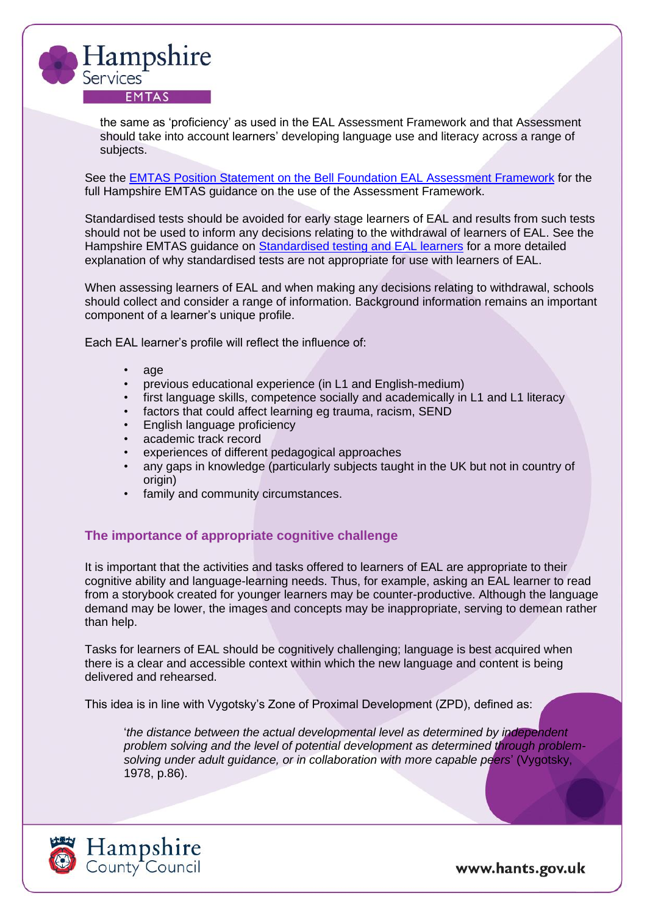the same as 'proficiency' as used in the EAL Assessment Framework and that Assessment should take into account learners' developing language use and literacy across a range of subjects.

See the [EMTAS Position Statement on the Bell Foundation EAL Assessment Framework]() for the full Hampshire EMTAS guidance on the use of the Assessment Framework.

Standardised tests should be avoided for early stage learners of EAL and results from such tests should not be used to inform any decisions relating to the withdrawal of learners of EAL. See the Hampshire EMTAS guidance on [Standardised testing and EAL learners]() for a more detailed explanation of why standardised tests are not appropriate for use with learners of EAL.

When assessing learners of EAL and when making any decisions relating to withdrawal, schools should collect and consider a range of information. Background information remains an important component of a learner's unique profile.

Each EAL learner's profile will reflect the influence of:

- age
- previous educational experience (in L1 and English-medium)
- first language skills, competence socially and academically in L1 and L1 literacy
- factors that could affect learning eg trauma, racism, SEND
- English language proficiency
- academic track record
- experiences of different pedagogical approaches
- any gaps in knowledge (particularly subjects taught in the UK but not in country of origin)
- family and community circumstances.

## The importance of appropriate cognitive challenge

It is important that the activities and tasks offered to learners of EAL are appropriate to their cognitive ability and language-learning needs. Thus, for example, asking an EAL learner to read from a storybook created for younger learners may be counter-productive. Although the language demand may be lower, the images and concepts may be inappropriate, serving to demean rather than help.

Tasks for learners of EAL should be cognitively challenging; language is best acquired when there is a clear and accessible context within which the new language and content is being delivered and rehearsed.

This idea is in line with Vygotsky's Zone of Proximal Development (ZPD), defined as:

> '*the distance between the actual developmental level as determined by independent problem solving and the level of potential development as determined through problem-solving under adult guidance, or in collaboration with more capable peers*' (Vygotsky, 1978, p.86).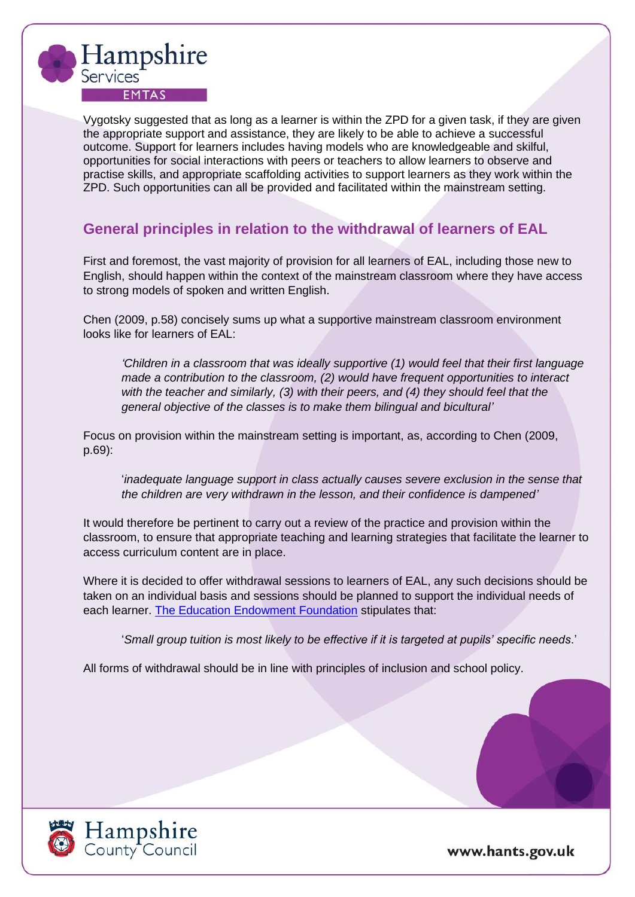Vygotsky suggested that as long as a learner is within the ZPD for a given task, if they are given the appropriate support and assistance, they are likely to be able to achieve a successful outcome. Support for learners includes having models who are knowledgeable and skilful, opportunities for social interactions with peers or teachers to allow learners to observe and practise skills, and appropriate scaffolding activities to support learners as they work within the ZPD. Such opportunities can all be provided and facilitated within the mainstream setting.

## General principles in relation to the withdrawal of learners of EAL

First and foremost, the vast majority of provision for all learners of EAL, including those new to English, should happen within the context of the mainstream classroom where they have access to strong models of spoken and written English.

Chen (2009, p.58) concisely sums up what a supportive mainstream classroom environment looks like for learners of EAL:

> *'Children in a classroom that was ideally supportive (1) would feel that their first language made a contribution to the classroom, (2) would have frequent opportunities to interact with the teacher and similarly, (3) with their peers, and (4) they should feel that the general objective of the classes is to make them bilingual and bicultural'*

Focus on provision within the mainstream setting is important, as, according to Chen (2009, p.69):

> '*inadequate language support in class actually causes severe exclusion in the sense that the children are very withdrawn in the lesson, and their confidence is dampened'*

It would therefore be pertinent to carry out a review of the practice and provision within the classroom, to ensure that appropriate teaching and learning strategies that facilitate the learner to access curriculum content are in place.

Where it is decided to offer withdrawal sessions to learners of EAL, any such decisions should be taken on an individual basis and sessions should be planned to support the individual needs of each learner. The Education Endowment Foundation stipulates that:

> '*Small group tuition is most likely to be effective if it is targeted at pupils' specific needs*.'

All forms of withdrawal should be in line with principles of inclusion and school policy.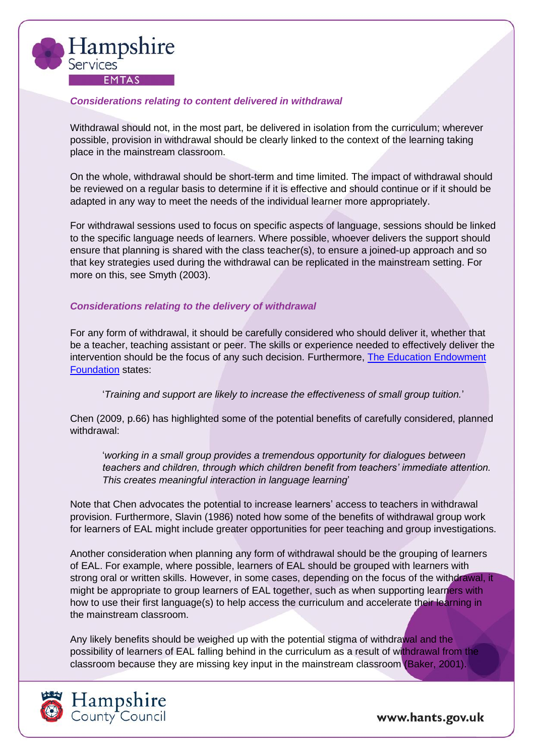### *Considerations relating to content delivered in withdrawal*

Withdrawal should not, in the most part, be delivered in isolation from the curriculum; wherever possible, provision in withdrawal should be clearly linked to the context of the learning taking place in the mainstream classroom.

On the whole, withdrawal should be short-term and time limited. The impact of withdrawal should be reviewed on a regular basis to determine if it is effective and should continue or if it should be adapted in any way to meet the needs of the individual learner more appropriately.

For withdrawal sessions used to focus on specific aspects of language, sessions should be linked to the specific language needs of learners. Where possible, whoever delivers the support should ensure that planning is shared with the class teacher(s), to ensure a joined-up approach and so that key strategies used during the withdrawal can be replicated in the mainstream setting. For more on this, see Smyth (2003).

### *Considerations relating to the delivery of withdrawal*

For any form of withdrawal, it should be carefully considered who should deliver it, whether that be a teacher, teaching assistant or peer. The skills or experience needed to effectively deliver the intervention should be the focus of any such decision. Furthermore, The Education Endowment Foundation states:

> '*Training and support are likely to increase the effectiveness of small group tuition.*'

Chen (2009, p.66) has highlighted some of the potential benefits of carefully considered, planned withdrawal:

> '*working in a small group provides a tremendous opportunity for dialogues between teachers and children, through which children benefit from teachers' immediate attention. This creates meaningful interaction in language learning*'

Note that Chen advocates the potential to increase learners' access to teachers in withdrawal provision. Furthermore, Slavin (1986) noted how some of the benefits of withdrawal group work for learners of EAL might include greater opportunities for peer teaching and group investigations.

Another consideration when planning any form of withdrawal should be the grouping of learners of EAL. For example, where possible, learners of EAL should be grouped with learners with strong oral or written skills. However, in some cases, depending on the focus of the withdrawal, it might be appropriate to group learners of EAL together, such as when supporting learners with how to use their first language(s) to help access the curriculum and accelerate their learning in the mainstream classroom.

Any likely benefits should be weighed up with the potential stigma of withdrawal and the possibility of learners of EAL falling behind in the curriculum as a result of withdrawal from the classroom because they are missing key input in the mainstream classroom (Baker, 2001).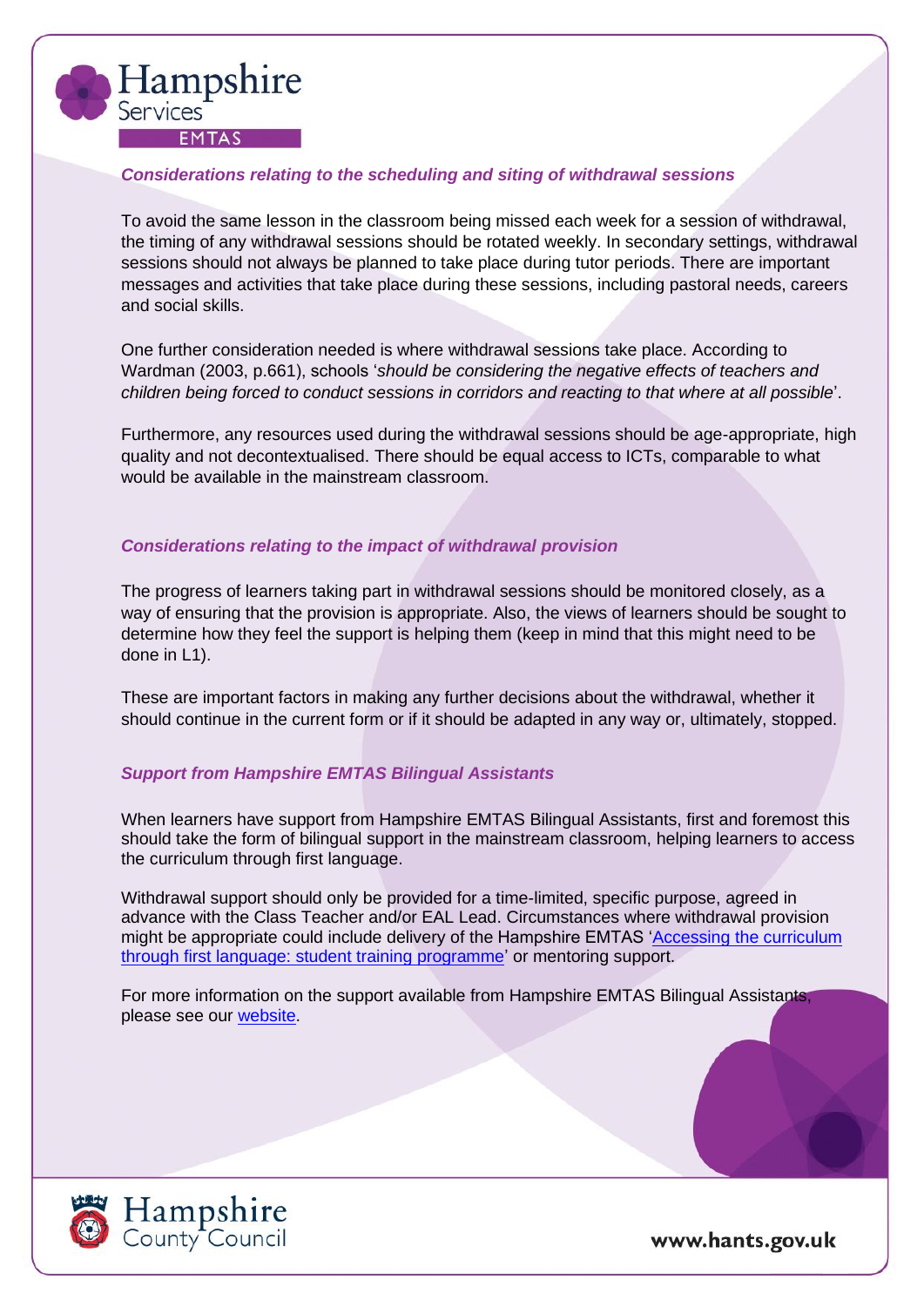### *Considerations relating to the scheduling and siting of withdrawal sessions*

To avoid the same lesson in the classroom being missed each week for a session of withdrawal, the timing of any withdrawal sessions should be rotated weekly. In secondary settings, withdrawal sessions should not always be planned to take place during tutor periods. There are important messages and activities that take place during these sessions, including pastoral needs, careers and social skills.

One further consideration needed is where withdrawal sessions take place. According to Wardman (2003, p.661), schools '*should be considering the negative effects of teachers and children being forced to conduct sessions in corridors and reacting to that where at all possible*'.

Furthermore, any resources used during the withdrawal sessions should be age-appropriate, high quality and not decontextualised. There should be equal access to ICTs, comparable to what would be available in the mainstream classroom.

### *Considerations relating to the impact of withdrawal provision*

The progress of learners taking part in withdrawal sessions should be monitored closely, as a way of ensuring that the provision is appropriate. Also, the views of learners should be sought to determine how they feel the support is helping them (keep in mind that this might need to be done in L1).

These are important factors in making any further decisions about the withdrawal, whether it should continue in the current form or if it should be adapted in any way or, ultimately, stopped.

### *Support from Hampshire EMTAS Bilingual Assistants*

When learners have support from Hampshire EMTAS Bilingual Assistants, first and foremost this should take the form of bilingual support in the mainstream classroom, helping learners to access the curriculum through first language.

Withdrawal support should only be provided for a time-limited, specific purpose, agreed in advance with the Class Teacher and/or EAL Lead. Circumstances where withdrawal provision might be appropriate could include delivery of the Hampshire EMTAS 'Accessing the curriculum through first language: student training programme' or mentoring support.

For more information on the support available from Hampshire EMTAS Bilingual Assistants, please see our website.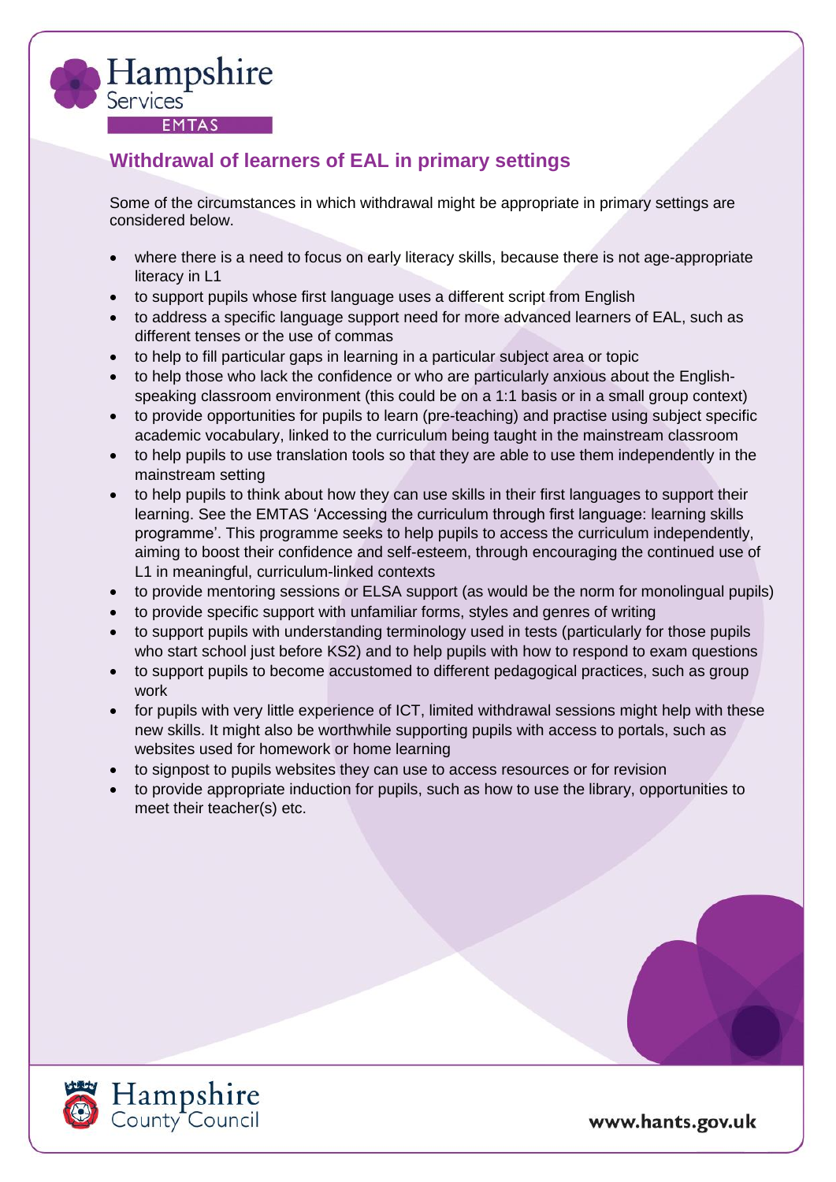## Withdrawal of learners of EAL in primary settings

Some of the circumstances in which withdrawal might be appropriate in primary settings are considered below.

- where there is a need to focus on early literacy skills, because there is not age-appropriate literacy in L1
- to support pupils whose first language uses a different script from English
- to address a specific language support need for more advanced learners of EAL, such as different tenses or the use of commas
- to help to fill particular gaps in learning in a particular subject area or topic
- to help those who lack the confidence or who are particularly anxious about the English-speaking classroom environment (this could be on a 1:1 basis or in a small group context)
- to provide opportunities for pupils to learn (pre-teaching) and practise using subject specific academic vocabulary, linked to the curriculum being taught in the mainstream classroom
- to help pupils to use translation tools so that they are able to use them independently in the mainstream setting
- to help pupils to think about how they can use skills in their first languages to support their learning. See the EMTAS 'Accessing the curriculum through first language: learning skills programme'. This programme seeks to help pupils to access the curriculum independently, aiming to boost their confidence and self-esteem, through encouraging the continued use of L1 in meaningful, curriculum-linked contexts
- to provide mentoring sessions or ELSA support (as would be the norm for monolingual pupils)
- to provide specific support with unfamiliar forms, styles and genres of writing
- to support pupils with understanding terminology used in tests (particularly for those pupils who start school just before KS2) and to help pupils with how to respond to exam questions
- to support pupils to become accustomed to different pedagogical practices, such as group work
- for pupils with very little experience of ICT, limited withdrawal sessions might help with these new skills. It might also be worthwhile supporting pupils with access to portals, such as websites used for homework or home learning
- to signpost to pupils websites they can use to access resources or for revision
- to provide appropriate induction for pupils, such as how to use the library, opportunities to meet their teacher(s) etc.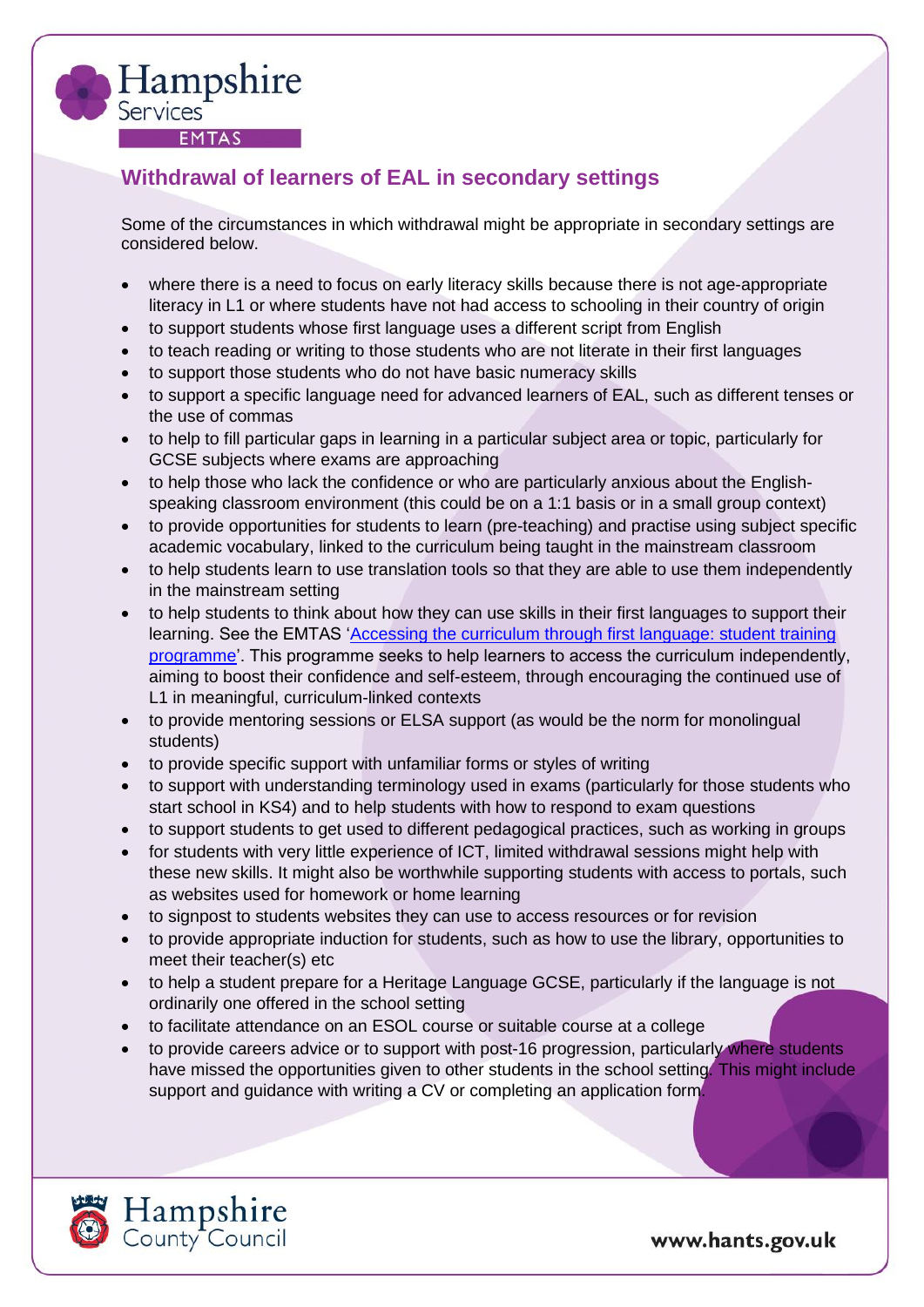## Withdrawal of learners of EAL in secondary settings

Some of the circumstances in which withdrawal might be appropriate in secondary settings are considered below.

- where there is a need to focus on early literacy skills because there is not age-appropriate literacy in L1 or where students have not had access to schooling in their country of origin
- to support students whose first language uses a different script from English
- to teach reading or writing to those students who are not literate in their first languages
- to support those students who do not have basic numeracy skills
- to support a specific language need for advanced learners of EAL, such as different tenses or the use of commas
- to help to fill particular gaps in learning in a particular subject area or topic, particularly for GCSE subjects where exams are approaching
- to help those who lack the confidence or who are particularly anxious about the English-speaking classroom environment (this could be on a 1:1 basis or in a small group context)
- to provide opportunities for students to learn (pre-teaching) and practise using subject specific academic vocabulary, linked to the curriculum being taught in the mainstream classroom
- to help students learn to use translation tools so that they are able to use them independently in the mainstream setting
- to help students to think about how they can use skills in their first languages to support their learning. See the EMTAS 'Accessing the curriculum through first language: student training programme'. This programme seeks to help learners to access the curriculum independently, aiming to boost their confidence and self-esteem, through encouraging the continued use of L1 in meaningful, curriculum-linked contexts
- to provide mentoring sessions or ELSA support (as would be the norm for monolingual students)
- to provide specific support with unfamiliar forms or styles of writing
- to support with understanding terminology used in exams (particularly for those students who start school in KS4) and to help students with how to respond to exam questions
- to support students to get used to different pedagogical practices, such as working in groups
- for students with very little experience of ICT, limited withdrawal sessions might help with these new skills. It might also be worthwhile supporting students with access to portals, such as websites used for homework or home learning
- to signpost to students websites they can use to access resources or for revision
- to provide appropriate induction for students, such as how to use the library, opportunities to meet their teacher(s) etc
- to help a student prepare for a Heritage Language GCSE, particularly if the language is not ordinarily one offered in the school setting
- to facilitate attendance on an ESOL course or suitable course at a college
- to provide careers advice or to support with post-16 progression, particularly where students have missed the opportunities given to other students in the school setting. This might include support and guidance with writing a CV or completing an application form.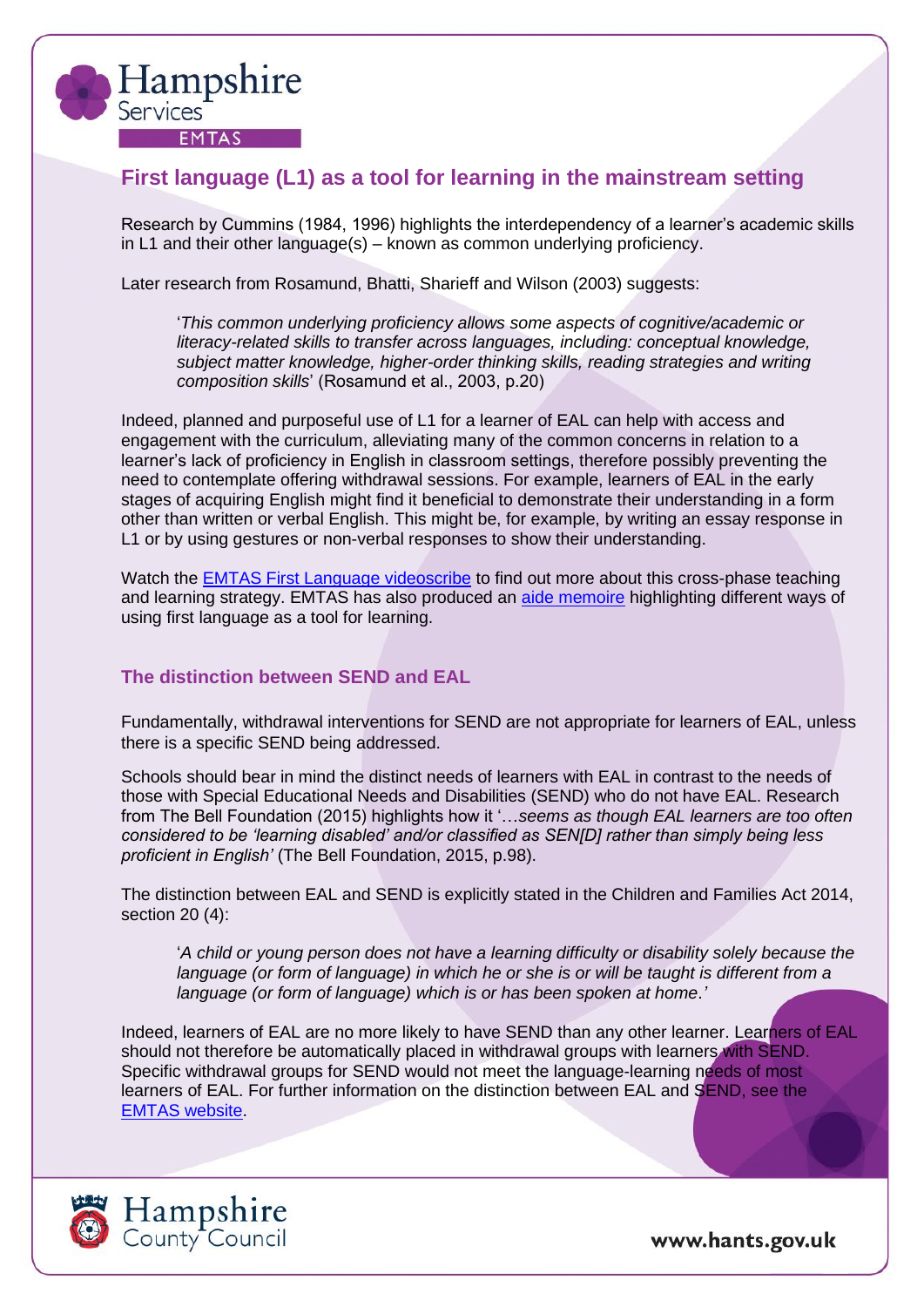## First language (L1) as a tool for learning in the mainstream setting

Research by Cummins (1984, 1996) highlights the interdependency of a learner's academic skills in L1 and their other language(s) – known as common underlying proficiency.

Later research from Rosamund, Bhatti, Sharieff and Wilson (2003) suggests:

> '*This common underlying proficiency allows some aspects of cognitive/academic or literacy-related skills to transfer across languages, including: conceptual knowledge, subject matter knowledge, higher-order thinking skills, reading strategies and writing composition skills*' (Rosamund et al., 2003, p.20)

Indeed, planned and purposeful use of L1 for a learner of EAL can help with access and engagement with the curriculum, alleviating many of the common concerns in relation to a learner's lack of proficiency in English in classroom settings, therefore possibly preventing the need to contemplate offering withdrawal sessions. For example, learners of EAL in the early stages of acquiring English might find it beneficial to demonstrate their understanding in a form other than written or verbal English. This might be, for example, by writing an essay response in L1 or by using gestures or non-verbal responses to show their understanding.

Watch the EMTAS First Language videoscribe to find out more about this cross-phase teaching and learning strategy. EMTAS has also produced an aide memoire highlighting different ways of using first language as a tool for learning.

### The distinction between SEND and EAL

Fundamentally, withdrawal interventions for SEND are not appropriate for learners of EAL, unless there is a specific SEND being addressed.

Schools should bear in mind the distinct needs of learners with EAL in contrast to the needs of those with Special Educational Needs and Disabilities (SEND) who do not have EAL. Research from The Bell Foundation (2015) highlights how it '*…seems as though EAL learners are too often considered to be 'learning disabled' and/or classified as SEN[D] rather than simply being less proficient in English'* (The Bell Foundation, 2015, p.98).

The distinction between EAL and SEND is explicitly stated in the Children and Families Act 2014, section 20 (4):

> '*A child or young person does not have a learning difficulty or disability solely because the language (or form of language) in which he or she is or will be taught is different from a language (or form of language) which is or has been spoken at home*.'

Indeed, learners of EAL are no more likely to have SEND than any other learner. Learners of EAL should not therefore be automatically placed in withdrawal groups with learners with SEND. Specific withdrawal groups for SEND would not meet the language-learning needs of most learners of EAL. For further information on the distinction between EAL and SEND, see the EMTAS website.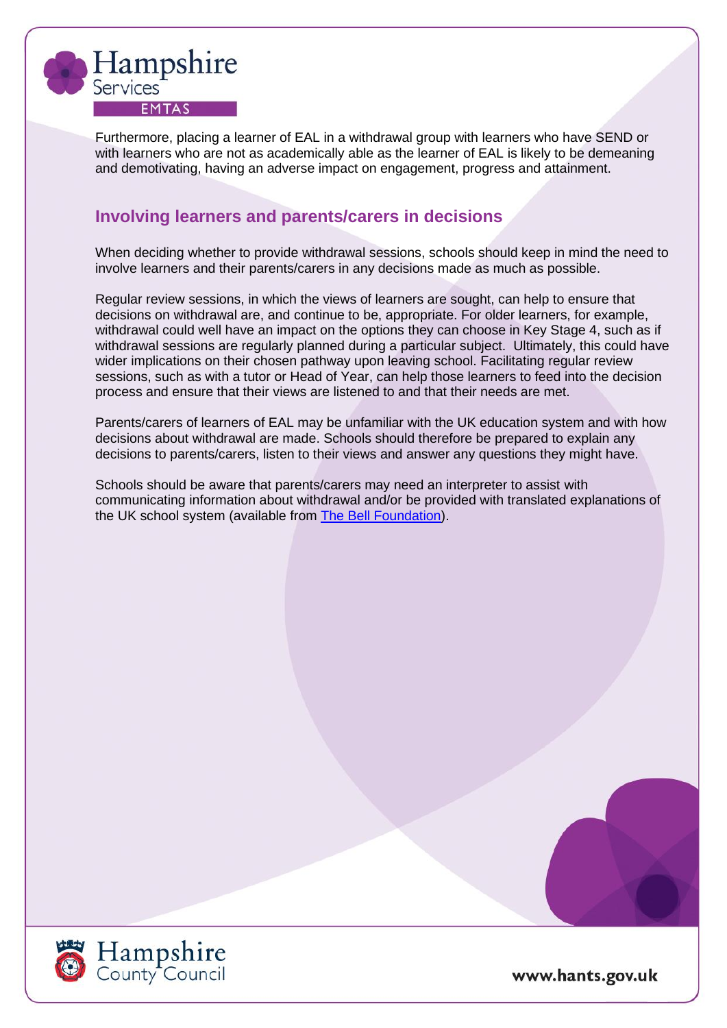Furthermore, placing a learner of EAL in a withdrawal group with learners who have SEND or with learners who are not as academically able as the learner of EAL is likely to be demeaning and demotivating, having an adverse impact on engagement, progress and attainment.

## Involving learners and parents/carers in decisions

When deciding whether to provide withdrawal sessions, schools should keep in mind the need to involve learners and their parents/carers in any decisions made as much as possible.

Regular review sessions, in which the views of learners are sought, can help to ensure that decisions on withdrawal are, and continue to be, appropriate. For older learners, for example, withdrawal could well have an impact on the options they can choose in Key Stage 4, such as if withdrawal sessions are regularly planned during a particular subject. Ultimately, this could have wider implications on their chosen pathway upon leaving school. Facilitating regular review sessions, such as with a tutor or Head of Year, can help those learners to feed into the decision process and ensure that their views are listened to and that their needs are met.

Parents/carers of learners of EAL may be unfamiliar with the UK education system and with how decisions about withdrawal are made. Schools should therefore be prepared to explain any decisions to parents/carers, listen to their views and answer any questions they might have.

Schools should be aware that parents/carers may need an interpreter to assist with communicating information about withdrawal and/or be provided with translated explanations of the UK school system (available from The Bell Foundation).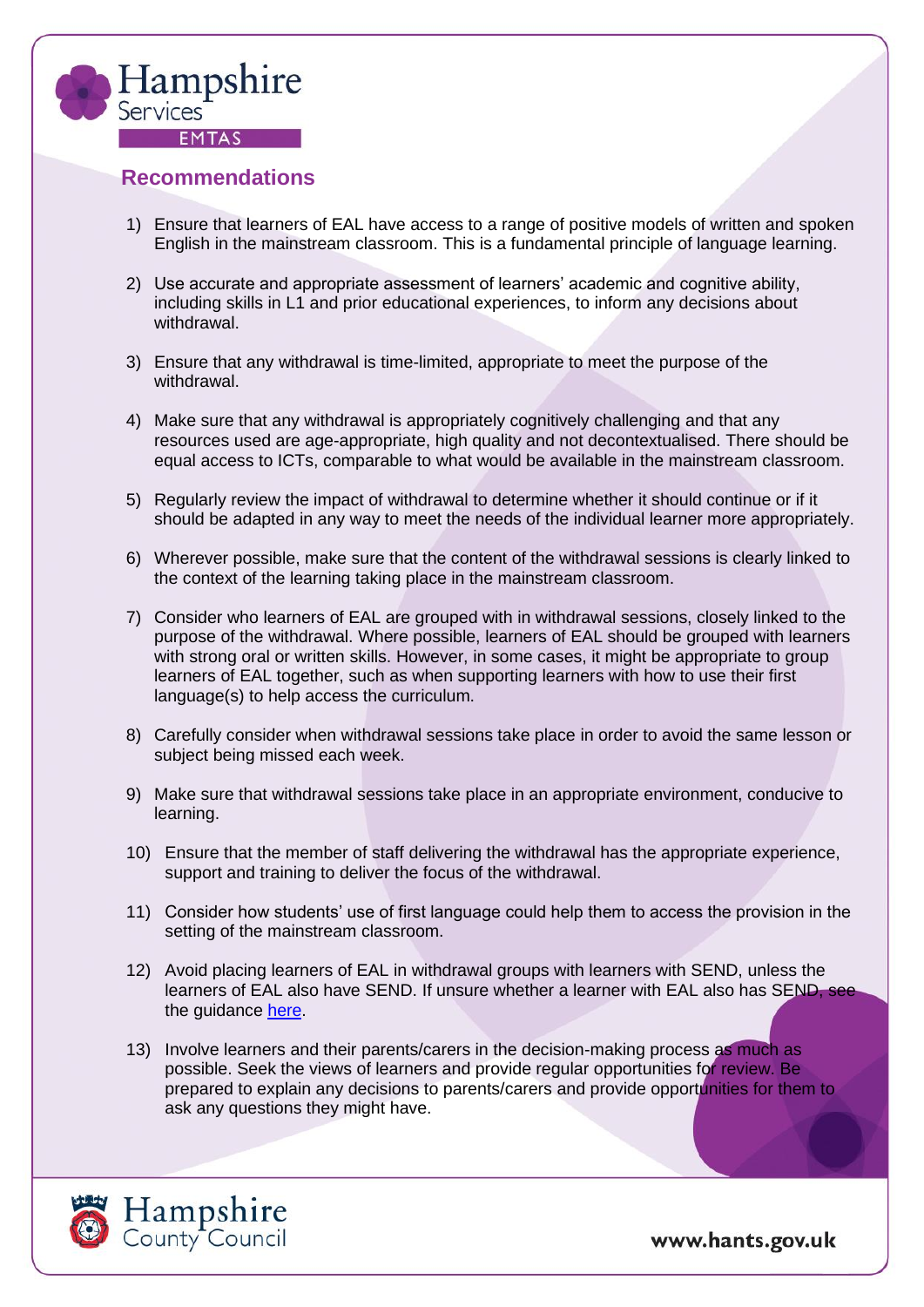## Recommendations

1) Ensure that learners of EAL have access to a range of positive models of written and spoken English in the mainstream classroom. This is a fundamental principle of language learning.

2) Use accurate and appropriate assessment of learners' academic and cognitive ability, including skills in L1 and prior educational experiences, to inform any decisions about withdrawal.

3) Ensure that any withdrawal is time-limited, appropriate to meet the purpose of the withdrawal.

4) Make sure that any withdrawal is appropriately cognitively challenging and that any resources used are age-appropriate, high quality and not decontextualised. There should be equal access to ICTs, comparable to what would be available in the mainstream classroom.

5) Regularly review the impact of withdrawal to determine whether it should continue or if it should be adapted in any way to meet the needs of the individual learner more appropriately.

6) Wherever possible, make sure that the content of the withdrawal sessions is clearly linked to the context of the learning taking place in the mainstream classroom.

7) Consider who learners of EAL are grouped with in withdrawal sessions, closely linked to the purpose of the withdrawal. Where possible, learners of EAL should be grouped with learners with strong oral or written skills. However, in some cases, it might be appropriate to group learners of EAL together, such as when supporting learners with how to use their first language(s) to help access the curriculum.

8) Carefully consider when withdrawal sessions take place in order to avoid the same lesson or subject being missed each week.

9) Make sure that withdrawal sessions take place in an appropriate environment, conducive to learning.

10) Ensure that the member of staff delivering the withdrawal has the appropriate experience, support and training to deliver the focus of the withdrawal.

11) Consider how students' use of first language could help them to access the provision in the setting of the mainstream classroom.

12) Avoid placing learners of EAL in withdrawal groups with learners with SEND, unless the learners of EAL also have SEND. If unsure whether a learner with EAL also has SEND, see the guidance here.

13) Involve learners and their parents/carers in the decision-making process as much as possible. Seek the views of learners and provide regular opportunities for review. Be prepared to explain any decisions to parents/carers and provide opportunities for them to ask any questions they might have.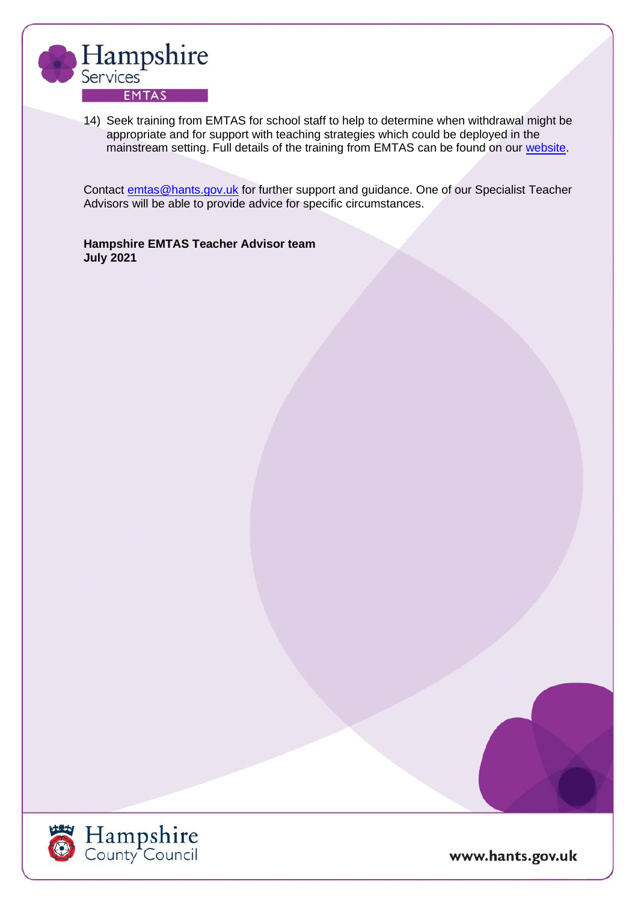14) Seek training from EMTAS for school staff to help to determine when withdrawal might be appropriate and for support with teaching strategies which could be deployed in the mainstream setting. Full details of the training from EMTAS can be found on our [website](#).

Contact [emtas@hants.gov.uk](mailto:emtas@hants.gov.uk) for further support and guidance. One of our Specialist Teacher Advisors will be able to provide advice for specific circumstances.

**Hampshire EMTAS Teacher Advisor team**
**July 2021**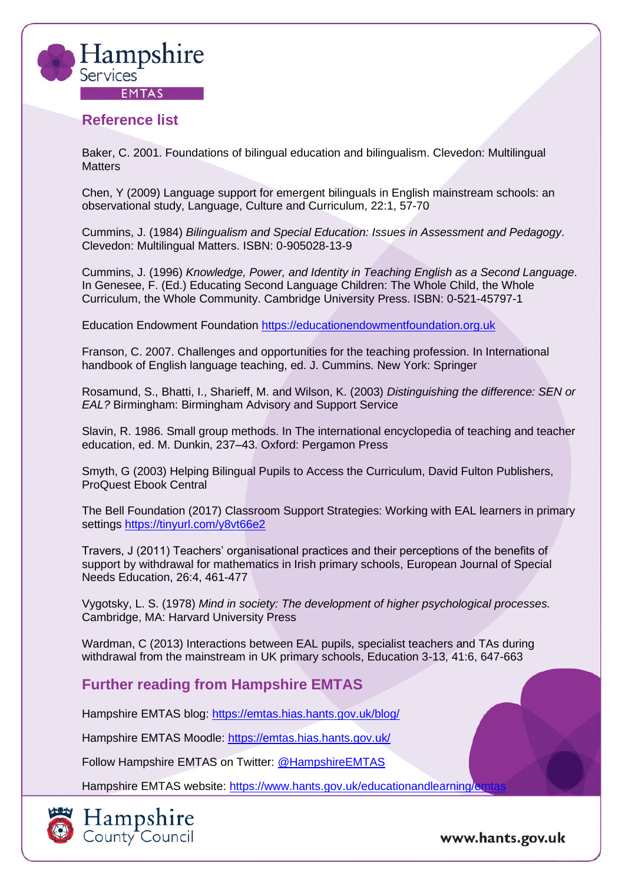## Reference list

Baker, C. 2001. Foundations of bilingual education and bilingualism. Clevedon: Multilingual Matters

Chen, Y (2009) Language support for emergent bilinguals in English mainstream schools: an observational study, Language, Culture and Curriculum, 22:1, 57-70

Cummins, J. (1984) *Bilingualism and Special Education: Issues in Assessment and Pedagogy*. Clevedon: Multilingual Matters. ISBN: 0-905028-13-9

Cummins, J. (1996) *Knowledge, Power, and Identity in Teaching English as a Second Language*. In Genesee, F. (Ed.) Educating Second Language Children: The Whole Child, the Whole Curriculum, the Whole Community. Cambridge University Press. ISBN: 0-521-45797-1

Education Endowment Foundation https://educationendowmentfoundation.org.uk

Franson, C. 2007. Challenges and opportunities for the teaching profession. In International handbook of English language teaching, ed. J. Cummins. New York: Springer

Rosamund, S., Bhatti, I., Sharieff, M. and Wilson, K. (2003) *Distinguishing the difference: SEN or EAL?* Birmingham: Birmingham Advisory and Support Service

Slavin, R. 1986. Small group methods. In The international encyclopedia of teaching and teacher education, ed. M. Dunkin, 237–43. Oxford: Pergamon Press

Smyth, G (2003) Helping Bilingual Pupils to Access the Curriculum, David Fulton Publishers, ProQuest Ebook Central

The Bell Foundation (2017) Classroom Support Strategies: Working with EAL learners in primary settings https://tinyurl.com/y8vt66e2

Travers, J (2011) Teachers' organisational practices and their perceptions of the benefits of support by withdrawal for mathematics in Irish primary schools, European Journal of Special Needs Education, 26:4, 461-477

Vygotsky, L. S. (1978) *Mind in society: The development of higher psychological processes.* Cambridge, MA: Harvard University Press

Wardman, C (2013) Interactions between EAL pupils, specialist teachers and TAs during withdrawal from the mainstream in UK primary schools, Education 3-13, 41:6, 647-663

## Further reading from Hampshire EMTAS

Hampshire EMTAS blog: https://emtas.hias.hants.gov.uk/blog/

Hampshire EMTAS Moodle: https://emtas.hias.hants.gov.uk/

Follow Hampshire EMTAS on Twitter: @HampshireEMTAS

Hampshire EMTAS website: https://www.hants.gov.uk/educationandlearning/emtas